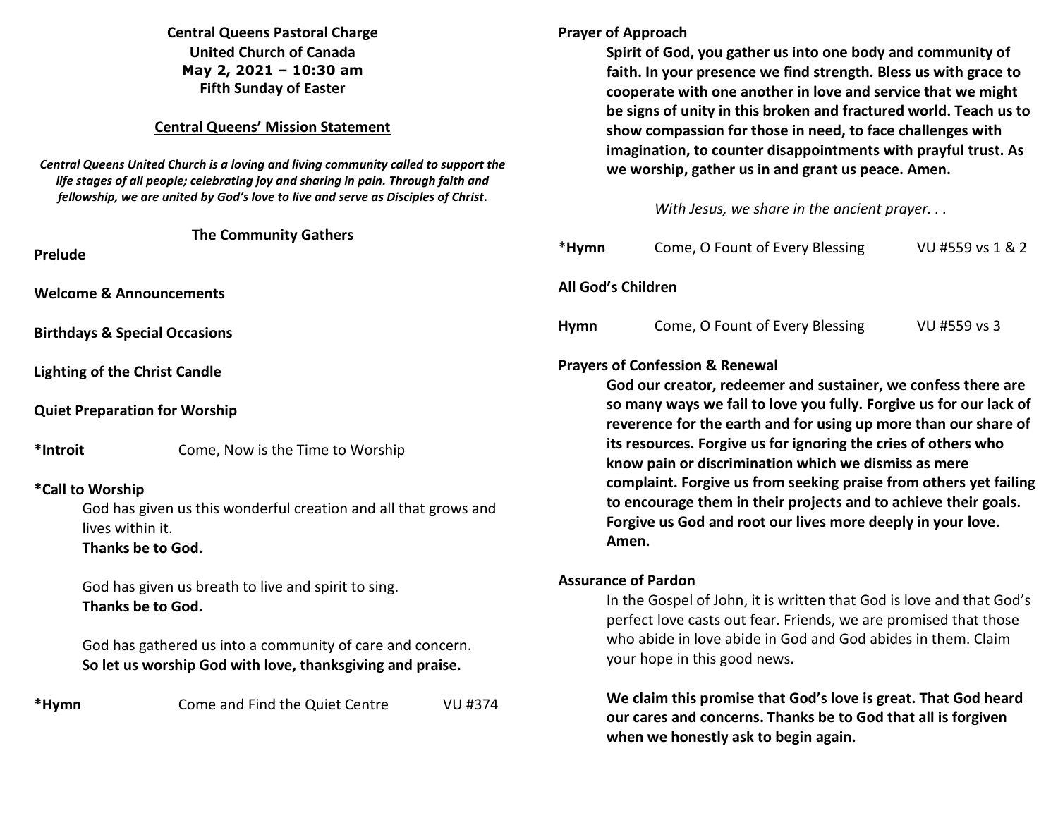**Central Queens Pastoral Charge**
**United Church of Canada**
**May 2, 2021 – 10:30 am**
**Fifth Sunday of Easter**

## Central Queens' Mission Statement

***Central Queens United Church is a loving and living community called to support the life stages of all people; celebrating joy and sharing in pain. Through faith and fellowship, we are united by God's love to live and serve as Disciples of Christ.***

### The Community Gathers

**Prelude**

**Welcome & Announcements**

**Birthdays & Special Occasions**

**Lighting of the Christ Candle**

**Quiet Preparation for Worship**

**\*Introit** Come, Now is the Time to Worship

**\*Call to Worship**

God has given us this wonderful creation and all that grows and lives within it.
**Thanks be to God.**

God has given us breath to live and spirit to sing.
**Thanks be to God.**

God has gathered us into a community of care and concern.
**So let us worship God with love, thanksgiving and praise.**

**\*Hymn** Come and Find the Quiet Centre VU #374

**Prayer of Approach**

**Spirit of God, you gather us into one body and community of faith. In your presence we find strength. Bless us with grace to cooperate with one another in love and service that we might be signs of unity in this broken and fractured world. Teach us to show compassion for those in need, to face challenges with imagination, to counter disappointments with prayful trust. As we worship, gather us in and grant us peace. Amen.**

*With Jesus, we share in the ancient prayer. . .*

\***Hymn** Come, O Fount of Every Blessing VU #559 vs 1 & 2

**All God's Children**

**Hymn** Come, O Fount of Every Blessing VU #559 vs 3

**Prayers of Confession & Renewal**

**God our creator, redeemer and sustainer, we confess there are so many ways we fail to love you fully. Forgive us for our lack of reverence for the earth and for using up more than our share of its resources. Forgive us for ignoring the cries of others who know pain or discrimination which we dismiss as mere complaint. Forgive us from seeking praise from others yet failing to encourage them in their projects and to achieve their goals. Forgive us God and root our lives more deeply in your love. Amen.**

**Assurance of Pardon**

In the Gospel of John, it is written that God is love and that God's perfect love casts out fear. Friends, we are promised that those who abide in love abide in God and God abides in them. Claim your hope in this good news.

**We claim this promise that God's love is great. That God heard our cares and concerns. Thanks be to God that all is forgiven when we honestly ask to begin again.**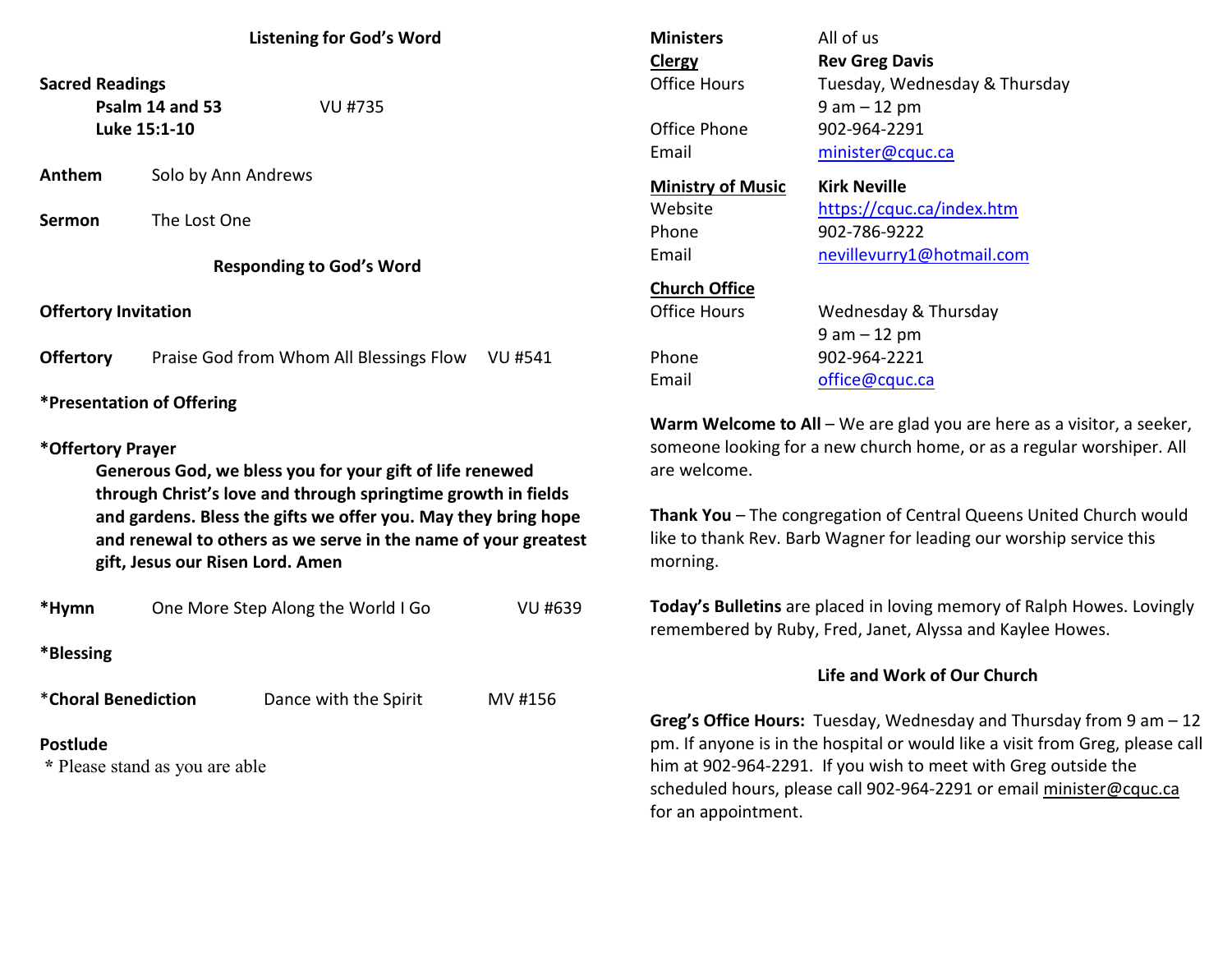## Listening for God's Word

**Sacred Readings**

**Psalm 14 and 53** VU #735
**Luke 15:1-10**

**Anthem** Solo by Ann Andrews

**Sermon** The Lost One

## Responding to God's Word

**Offertory Invitation**

**Offertory** Praise God from Whom All Blessings Flow VU #541

***Presentation of Offering**

***Offertory Prayer**

**Generous God, we bless you for your gift of life renewed through Christ's love and through springtime growth in fields and gardens. Bless the gifts we offer you. May they bring hope and renewal to others as we serve in the name of your greatest gift, Jesus our Risen Lord. Amen**

***Hymn** One More Step Along the World I Go VU #639

***Blessing**

***Choral Benediction** Dance with the Spirit MV #156

**Postlude**

\* Please stand as you are able

**Ministers** All of us

**Clergy** **Rev Greg Davis**
Office Hours Tuesday, Wednesday & Thursday
9 am – 12 pm
Office Phone 902-964-2291
Email minister@cquc.ca

**Ministry of Music** **Kirk Neville**
Website https://cquc.ca/index.htm
Phone 902-786-9222
Email nevillevurry1@hotmail.com

**Church Office**
Office Hours Wednesday & Thursday
9 am – 12 pm
Phone 902-964-2221
Email office@cquc.ca

**Warm Welcome to All** – We are glad you are here as a visitor, a seeker, someone looking for a new church home, or as a regular worshiper. All are welcome.

**Thank You** – The congregation of Central Queens United Church would like to thank Rev. Barb Wagner for leading our worship service this morning.

**Today's Bulletins** are placed in loving memory of Ralph Howes. Lovingly remembered by Ruby, Fred, Janet, Alyssa and Kaylee Howes.

## Life and Work of Our Church

**Greg's Office Hours:** Tuesday, Wednesday and Thursday from 9 am – 12 pm. If anyone is in the hospital or would like a visit from Greg, please call him at 902-964-2291. If you wish to meet with Greg outside the scheduled hours, please call 902-964-2291 or email minister@cquc.ca for an appointment.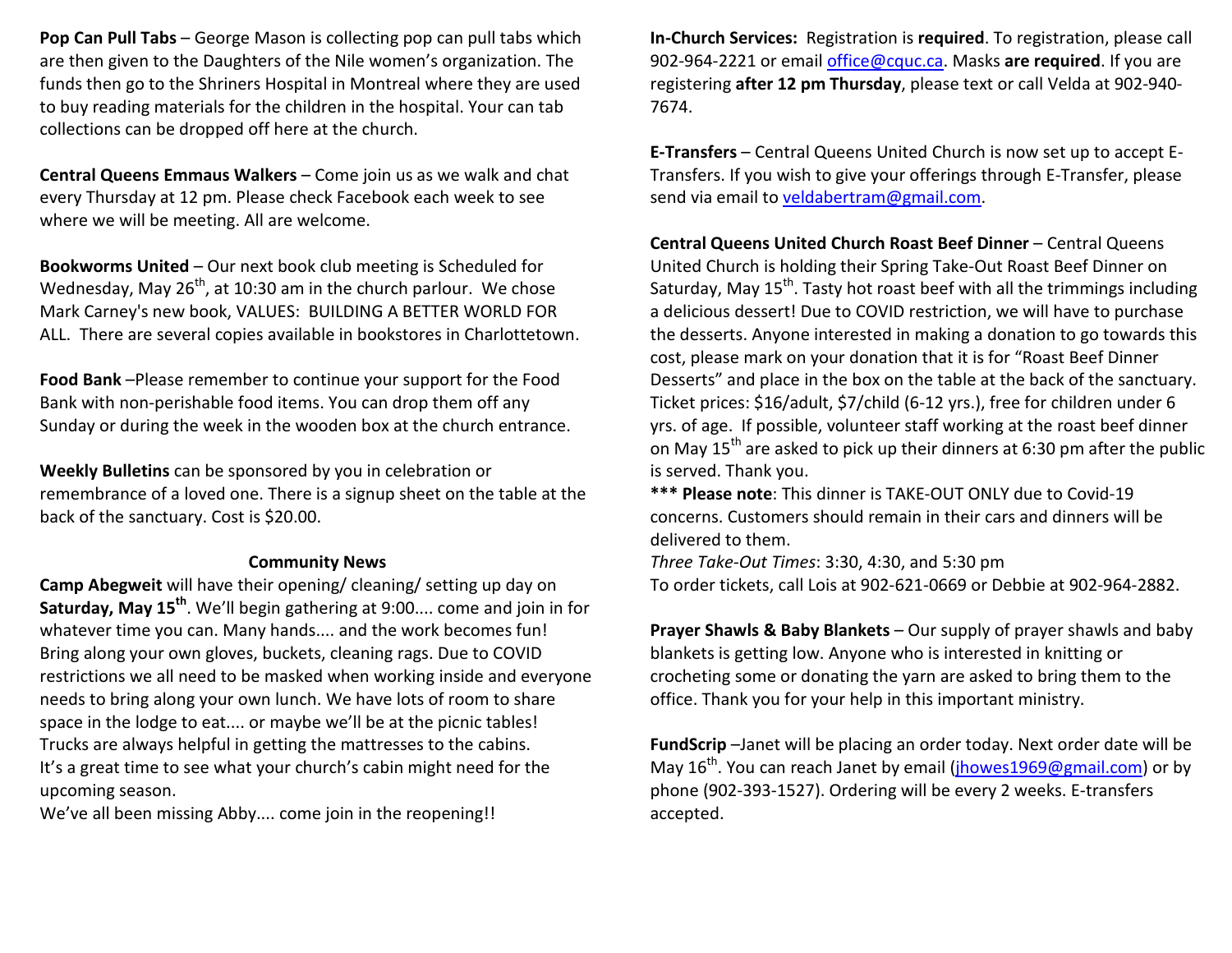**Pop Can Pull Tabs** – George Mason is collecting pop can pull tabs which are then given to the Daughters of the Nile women's organization. The funds then go to the Shriners Hospital in Montreal where they are used to buy reading materials for the children in the hospital. Your can tab collections can be dropped off here at the church.

**Central Queens Emmaus Walkers** – Come join us as we walk and chat every Thursday at 12 pm. Please check Facebook each week to see where we will be meeting. All are welcome.

**Bookworms United** – Our next book club meeting is Scheduled for Wednesday, May 26th, at 10:30 am in the church parlour. We chose Mark Carney's new book, VALUES: BUILDING A BETTER WORLD FOR ALL. There are several copies available in bookstores in Charlottetown.

**Food Bank** –Please remember to continue your support for the Food Bank with non-perishable food items. You can drop them off any Sunday or during the week in the wooden box at the church entrance.

**Weekly Bulletins** can be sponsored by you in celebration or remembrance of a loved one. There is a signup sheet on the table at the back of the sanctuary. Cost is $20.00.

### Community News

**Camp Abegweit** will have their opening/ cleaning/ setting up day on **Saturday, May 15th**. We'll begin gathering at 9:00.... come and join in for whatever time you can. Many hands.... and the work becomes fun! Bring along your own gloves, buckets, cleaning rags. Due to COVID restrictions we all need to be masked when working inside and everyone needs to bring along your own lunch. We have lots of room to share space in the lodge to eat.... or maybe we'll be at the picnic tables! Trucks are always helpful in getting the mattresses to the cabins. It's a great time to see what your church's cabin might need for the upcoming season.
We've all been missing Abby.... come join in the reopening!!

**In-Church Services:** Registration is **required**. To registration, please call 902-964-2221 or email office@cquc.ca. Masks **are required**. If you are registering **after 12 pm Thursday**, please text or call Velda at 902-940-7674.

**E-Transfers** – Central Queens United Church is now set up to accept E-Transfers. If you wish to give your offerings through E-Transfer, please send via email to veldabertram@gmail.com.

**Central Queens United Church Roast Beef Dinner** – Central Queens United Church is holding their Spring Take-Out Roast Beef Dinner on Saturday, May 15th. Tasty hot roast beef with all the trimmings including a delicious dessert! Due to COVID restriction, we will have to purchase the desserts. Anyone interested in making a donation to go towards this cost, please mark on your donation that it is for "Roast Beef Dinner Desserts" and place in the box on the table at the back of the sanctuary. Ticket prices: $16/adult, $7/child (6-12 yrs.), free for children under 6 yrs. of age. If possible, volunteer staff working at the roast beef dinner on May 15th are asked to pick up their dinners at 6:30 pm after the public is served. Thank you.
**\*\*\* Please note**: This dinner is TAKE-OUT ONLY due to Covid-19 concerns. Customers should remain in their cars and dinners will be delivered to them.
*Three Take-Out Times*: 3:30, 4:30, and 5:30 pm
To order tickets, call Lois at 902-621-0669 or Debbie at 902-964-2882.

**Prayer Shawls & Baby Blankets** – Our supply of prayer shawls and baby blankets is getting low. Anyone who is interested in knitting or crocheting some or donating the yarn are asked to bring them to the office. Thank you for your help in this important ministry.

**FundScrip** –Janet will be placing an order today. Next order date will be May 16th. You can reach Janet by email (jhowes1969@gmail.com) or by phone (902-393-1527). Ordering will be every 2 weeks. E-transfers accepted.